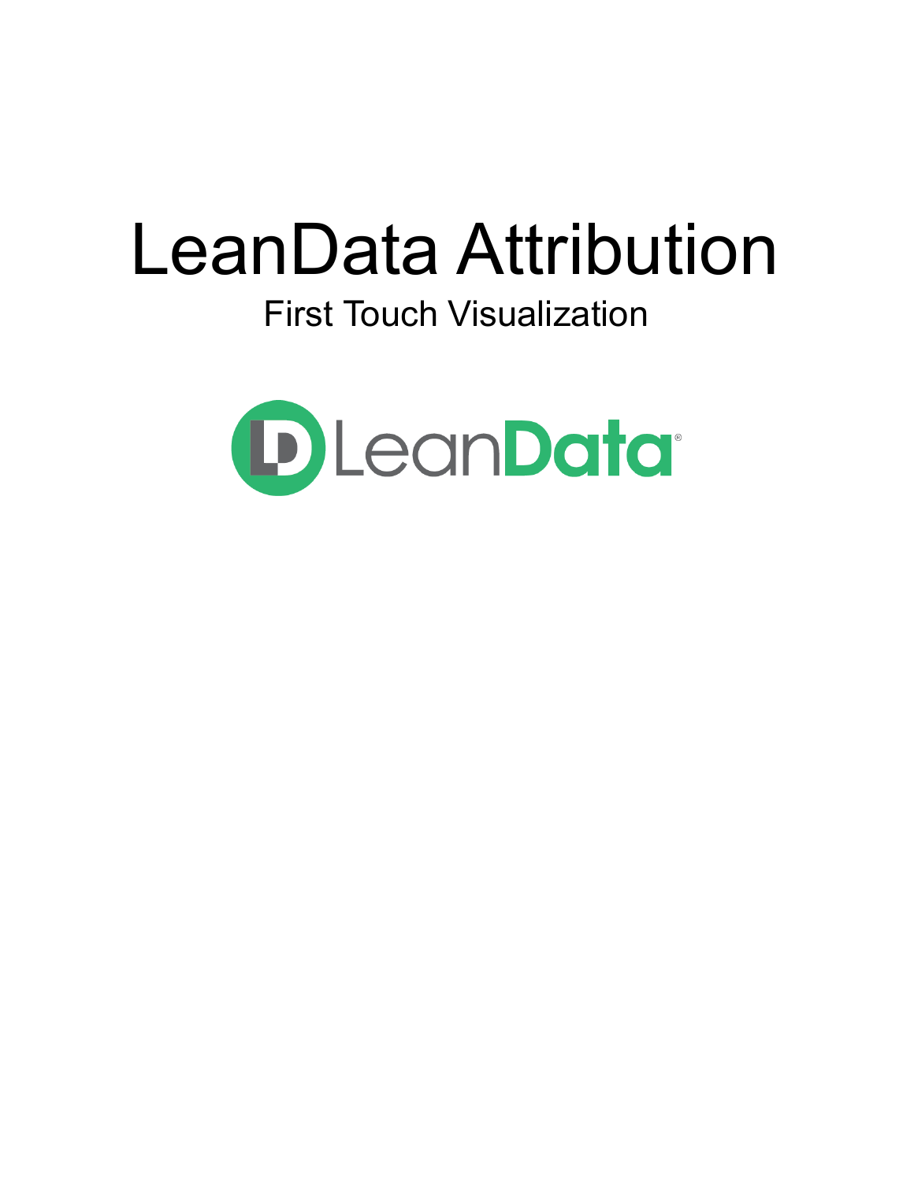# LeanData Attribution

First Touch Visualization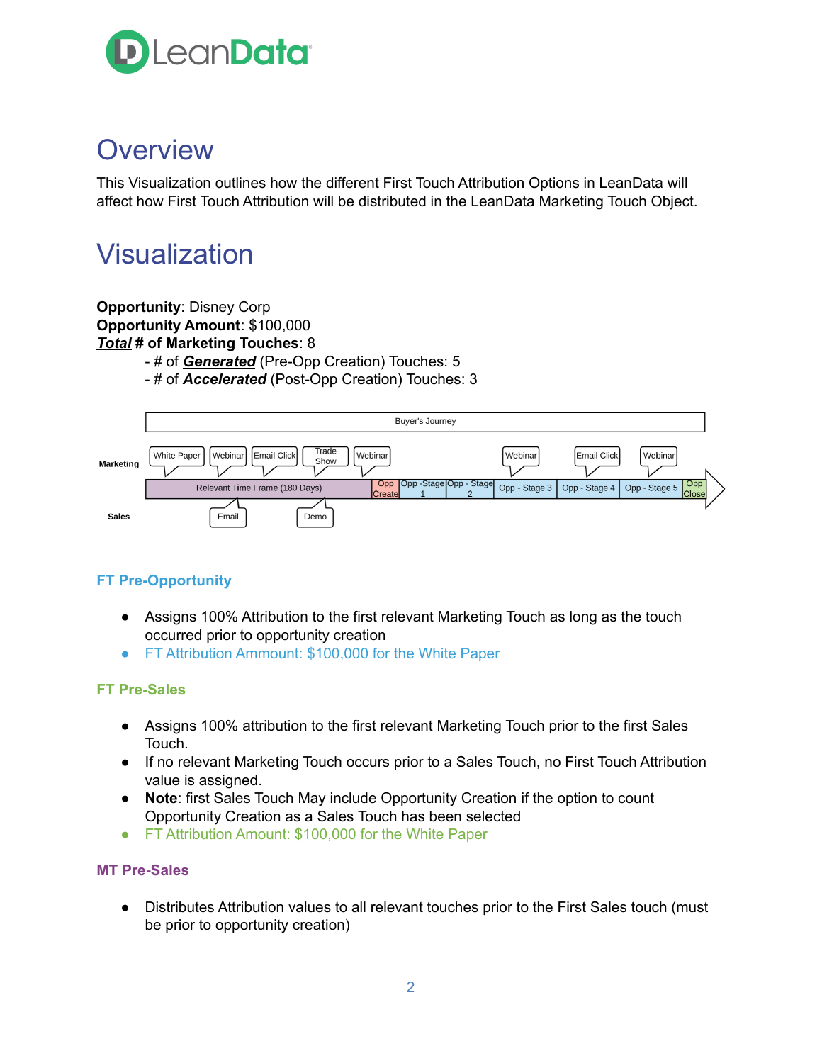# Overview

This Visualization outlines how the different First Touch Attribution Options in LeanData will affect how First Touch Attribution will be distributed in the LeanData Marketing Touch Object.

# Visualization

**Opportunity**: Disney Corp
**Opportunity Amount**: $100,000
***Total*** **# of Marketing Touches**: 8

- \# of ***Generated*** (Pre-Opp Creation) Touches: 5
- \# of ***Accelerated*** (Post-Opp Creation) Touches: 3

Buyer's Journey

Marketing

White Paper
Webinar
Email Click
Trade Show
Webinar
Webinar
Email Click
Webinar

Relevant Time Frame (180 Days)
Opp Create
Opp -Stage 1
Opp - Stage 2
Opp - Stage 3
Opp - Stage 4
Opp - Stage 5
Opp Close

Sales

Email
Demo

### FT Pre-Opportunity

- Assigns 100% Attribution to the first relevant Marketing Touch as long as the touch occurred prior to opportunity creation
- FT Attribution Ammount: $100,000 for the White Paper

### FT Pre-Sales

- Assigns 100% attribution to the first relevant Marketing Touch prior to the first Sales Touch.
- If no relevant Marketing Touch occurs prior to a Sales Touch, no First Touch Attribution value is assigned.
- **Note**: first Sales Touch May include Opportunity Creation if the option to count Opportunity Creation as a Sales Touch has been selected
- FT Attribution Amount: $100,000 for the White Paper

### MT Pre-Sales

- Distributes Attribution values to all relevant touches prior to the First Sales touch (must be prior to opportunity creation)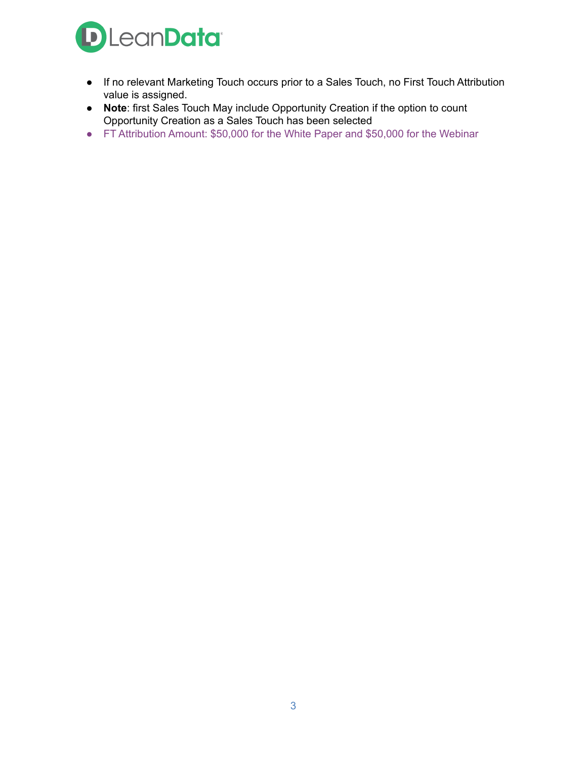- If no relevant Marketing Touch occurs prior to a Sales Touch, no First Touch Attribution value is assigned.
- **Note**: first Sales Touch May include Opportunity Creation if the option to count Opportunity Creation as a Sales Touch has been selected
- FT Attribution Amount: $50,000 for the White Paper and $50,000 for the Webinar